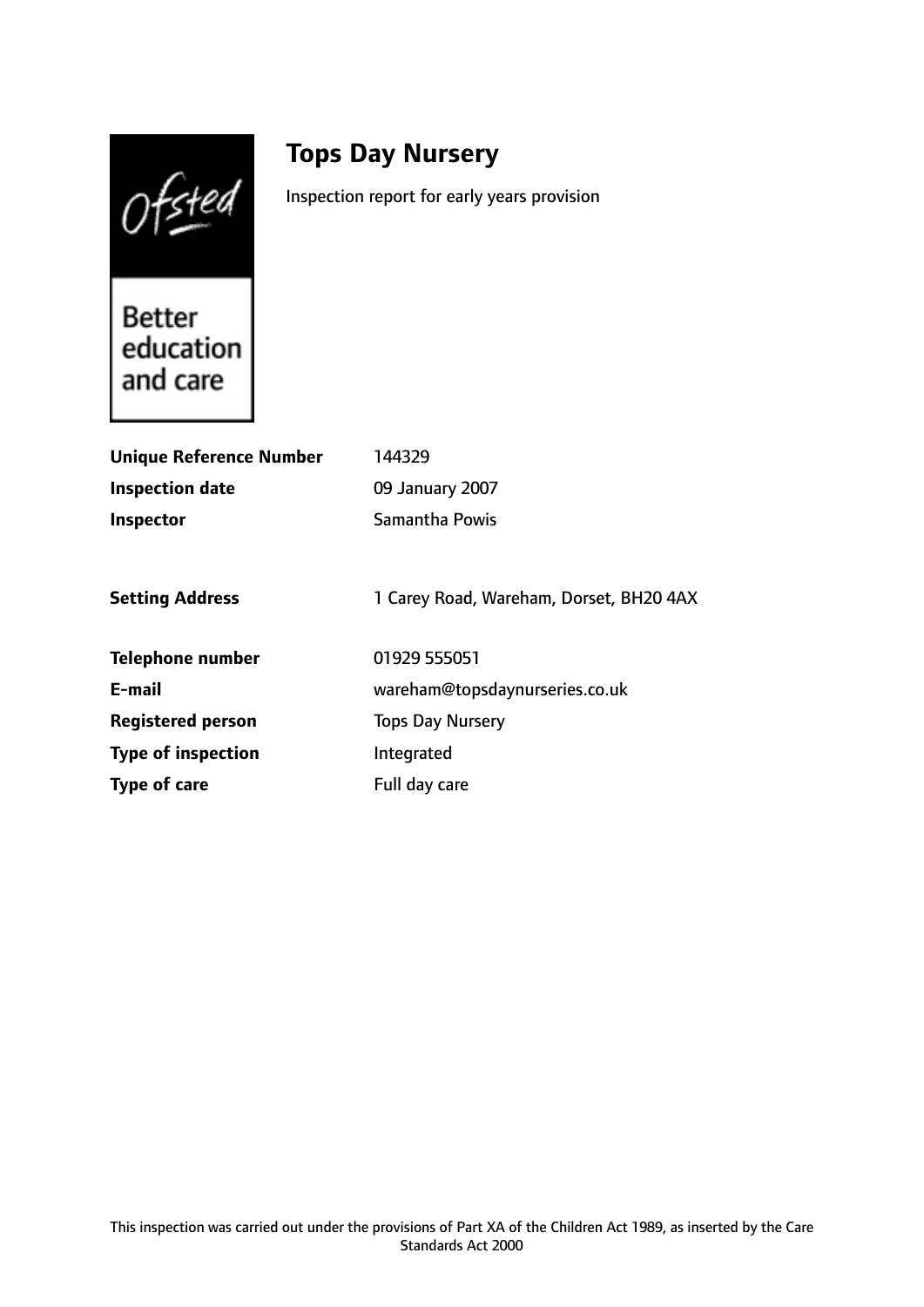Ofsted

Better education and care

# Tops Day Nursery

Inspection report for early years provision

| | |
|---|---|
| **Unique Reference Number** | 144329 |
| **Inspection date** | 09 January 2007 |
| **Inspector** | Samantha Powis |
| | |
| **Setting Address** | 1 Carey Road, Wareham, Dorset, BH20 4AX |
| | |
| **Telephone number** | 01929 555051 |
| **E-mail** | wareham@topsdaynurseries.co.uk |
| **Registered person** | Tops Day Nursery |
| **Type of inspection** | Integrated |
| **Type of care** | Full day care |

This inspection was carried out under the provisions of Part XA of the Children Act 1989, as inserted by the Care Standards Act 2000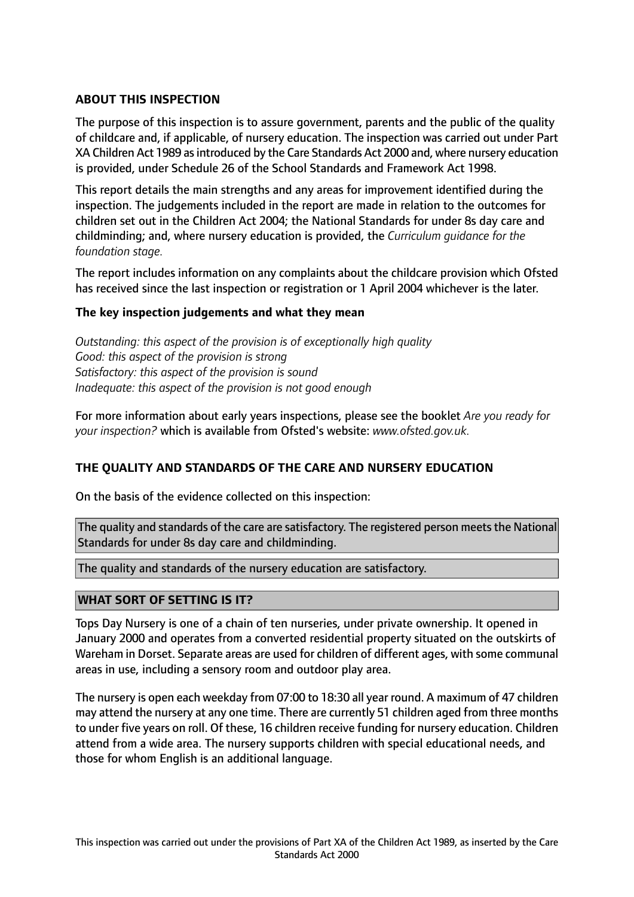**ABOUT THIS INSPECTION**

The purpose of this inspection is to assure government, parents and the public of the quality of childcare and, if applicable, of nursery education. The inspection was carried out under Part XA Children Act 1989 as introduced by the Care Standards Act 2000 and, where nursery education is provided, under Schedule 26 of the School Standards and Framework Act 1998.

This report details the main strengths and any areas for improvement identified during the inspection. The judgements included in the report are made in relation to the outcomes for children set out in the Children Act 2004; the National Standards for under 8s day care and childminding; and, where nursery education is provided, the *Curriculum guidance for the foundation stage.*

The report includes information on any complaints about the childcare provision which Ofsted has received since the last inspection or registration or 1 April 2004 whichever is the later.

**The key inspection judgements and what they mean**

*Outstanding: this aspect of the provision is of exceptionally high quality*
*Good: this aspect of the provision is strong*
*Satisfactory: this aspect of the provision is sound*
*Inadequate: this aspect of the provision is not good enough*

For more information about early years inspections, please see the booklet *Are you ready for your inspection?* which is available from Ofsted's website: *www.ofsted.gov.uk.*

**THE QUALITY AND STANDARDS OF THE CARE AND NURSERY EDUCATION**

On the basis of the evidence collected on this inspection:

The quality and standards of the care are satisfactory. The registered person meets the National Standards for under 8s day care and childminding.

The quality and standards of the nursery education are satisfactory.

**WHAT SORT OF SETTING IS IT?**

Tops Day Nursery is one of a chain of ten nurseries, under private ownership. It opened in January 2000 and operates from a converted residential property situated on the outskirts of Wareham in Dorset. Separate areas are used for children of different ages, with some communal areas in use, including a sensory room and outdoor play area.

The nursery is open each weekday from 07:00 to 18:30 all year round. A maximum of 47 children may attend the nursery at any one time. There are currently 51 children aged from three months to under five years on roll. Of these, 16 children receive funding for nursery education. Children attend from a wide area. The nursery supports children with special educational needs, and those for whom English is an additional language.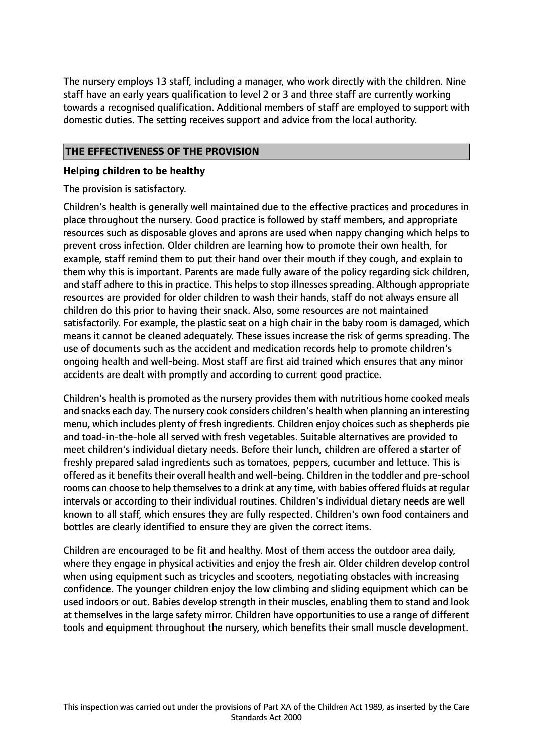The nursery employs 13 staff, including a manager, who work directly with the children. Nine staff have an early years qualification to level 2 or 3 and three staff are currently working towards a recognised qualification. Additional members of staff are employed to support with domestic duties. The setting receives support and advice from the local authority.

## THE EFFECTIVENESS OF THE PROVISION

### Helping children to be healthy

The provision is satisfactory.

Children's health is generally well maintained due to the effective practices and procedures in place throughout the nursery. Good practice is followed by staff members, and appropriate resources such as disposable gloves and aprons are used when nappy changing which helps to prevent cross infection. Older children are learning how to promote their own health, for example, staff remind them to put their hand over their mouth if they cough, and explain to them why this is important. Parents are made fully aware of the policy regarding sick children, and staff adhere to this in practice. This helps to stop illnesses spreading. Although appropriate resources are provided for older children to wash their hands, staff do not always ensure all children do this prior to having their snack. Also, some resources are not maintained satisfactorily. For example, the plastic seat on a high chair in the baby room is damaged, which means it cannot be cleaned adequately. These issues increase the risk of germs spreading. The use of documents such as the accident and medication records help to promote children's ongoing health and well-being. Most staff are first aid trained which ensures that any minor accidents are dealt with promptly and according to current good practice.

Children's health is promoted as the nursery provides them with nutritious home cooked meals and snacks each day. The nursery cook considers children's health when planning an interesting menu, which includes plenty of fresh ingredients. Children enjoy choices such as shepherds pie and toad-in-the-hole all served with fresh vegetables. Suitable alternatives are provided to meet children's individual dietary needs. Before their lunch, children are offered a starter of freshly prepared salad ingredients such as tomatoes, peppers, cucumber and lettuce. This is offered as it benefits their overall health and well-being. Children in the toddler and pre-school rooms can choose to help themselves to a drink at any time, with babies offered fluids at regular intervals or according to their individual routines. Children's individual dietary needs are well known to all staff, which ensures they are fully respected. Children's own food containers and bottles are clearly identified to ensure they are given the correct items.

Children are encouraged to be fit and healthy. Most of them access the outdoor area daily, where they engage in physical activities and enjoy the fresh air. Older children develop control when using equipment such as tricycles and scooters, negotiating obstacles with increasing confidence. The younger children enjoy the low climbing and sliding equipment which can be used indoors or out. Babies develop strength in their muscles, enabling them to stand and look at themselves in the large safety mirror. Children have opportunities to use a range of different tools and equipment throughout the nursery, which benefits their small muscle development.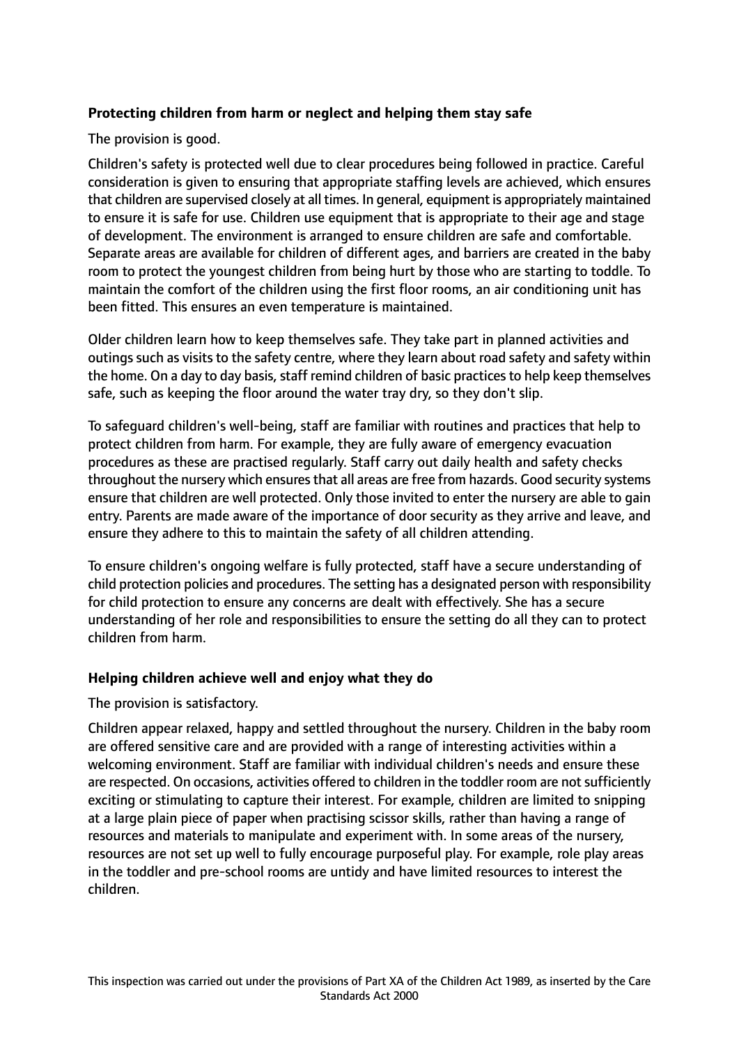## Protecting children from harm or neglect and helping them stay safe

The provision is good.

Children's safety is protected well due to clear procedures being followed in practice. Careful consideration is given to ensuring that appropriate staffing levels are achieved, which ensures that children are supervised closely at all times. In general, equipment is appropriately maintained to ensure it is safe for use. Children use equipment that is appropriate to their age and stage of development. The environment is arranged to ensure children are safe and comfortable. Separate areas are available for children of different ages, and barriers are created in the baby room to protect the youngest children from being hurt by those who are starting to toddle. To maintain the comfort of the children using the first floor rooms, an air conditioning unit has been fitted. This ensures an even temperature is maintained.

Older children learn how to keep themselves safe. They take part in planned activities and outings such as visits to the safety centre, where they learn about road safety and safety within the home. On a day to day basis, staff remind children of basic practices to help keep themselves safe, such as keeping the floor around the water tray dry, so they don't slip.

To safeguard children's well-being, staff are familiar with routines and practices that help to protect children from harm. For example, they are fully aware of emergency evacuation procedures as these are practised regularly. Staff carry out daily health and safety checks throughout the nursery which ensures that all areas are free from hazards. Good security systems ensure that children are well protected. Only those invited to enter the nursery are able to gain entry. Parents are made aware of the importance of door security as they arrive and leave, and ensure they adhere to this to maintain the safety of all children attending.

To ensure children's ongoing welfare is fully protected, staff have a secure understanding of child protection policies and procedures. The setting has a designated person with responsibility for child protection to ensure any concerns are dealt with effectively. She has a secure understanding of her role and responsibilities to ensure the setting do all they can to protect children from harm.

## Helping children achieve well and enjoy what they do

The provision is satisfactory.

Children appear relaxed, happy and settled throughout the nursery. Children in the baby room are offered sensitive care and are provided with a range of interesting activities within a welcoming environment. Staff are familiar with individual children's needs and ensure these are respected. On occasions, activities offered to children in the toddler room are not sufficiently exciting or stimulating to capture their interest. For example, children are limited to snipping at a large plain piece of paper when practising scissor skills, rather than having a range of resources and materials to manipulate and experiment with. In some areas of the nursery, resources are not set up well to fully encourage purposeful play. For example, role play areas in the toddler and pre-school rooms are untidy and have limited resources to interest the children.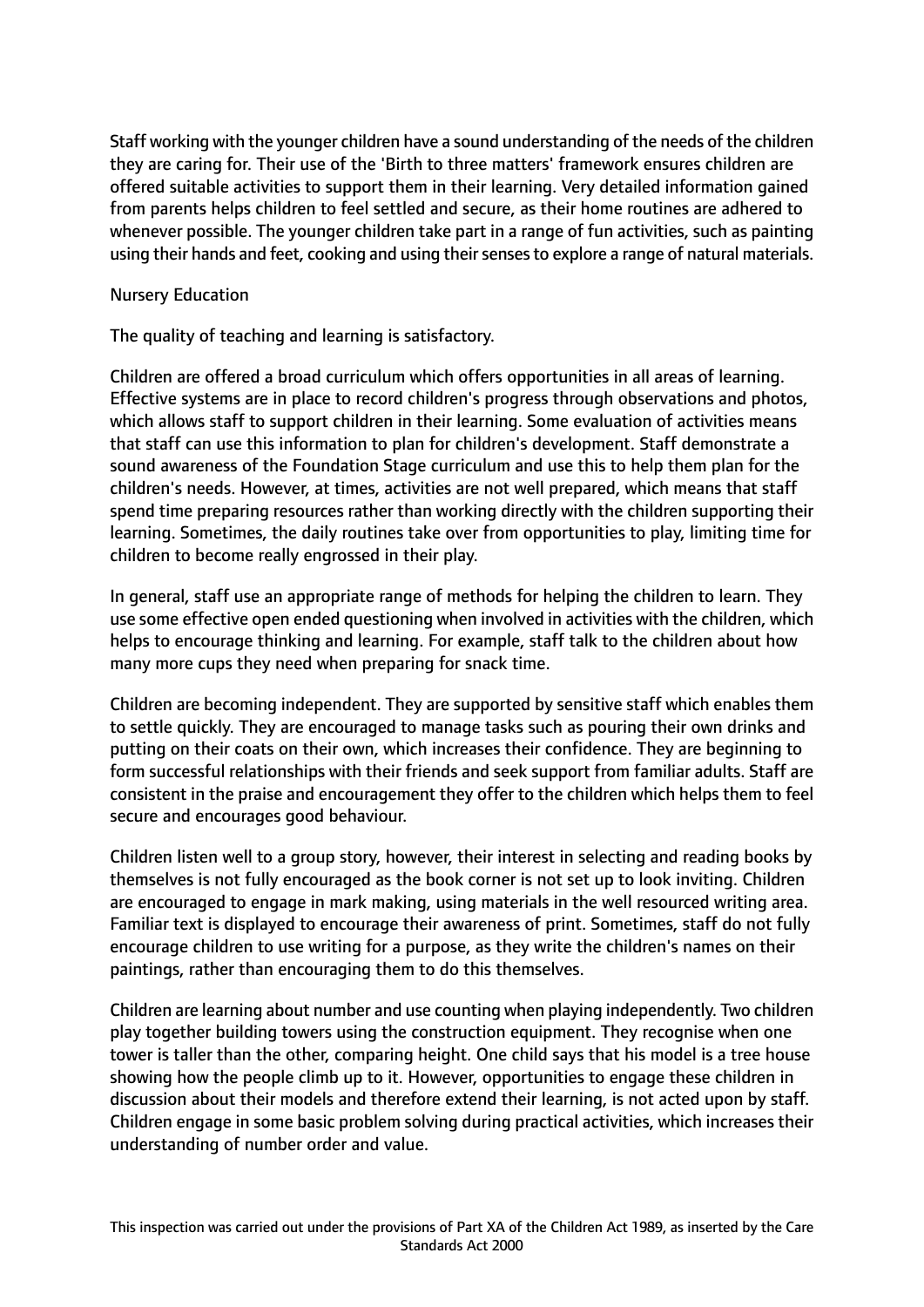Staff working with the younger children have a sound understanding of the needs of the children they are caring for. Their use of the 'Birth to three matters' framework ensures children are offered suitable activities to support them in their learning. Very detailed information gained from parents helps children to feel settled and secure, as their home routines are adhered to whenever possible. The younger children take part in a range of fun activities, such as painting using their hands and feet, cooking and using their senses to explore a range of natural materials.

Nursery Education

The quality of teaching and learning is satisfactory.

Children are offered a broad curriculum which offers opportunities in all areas of learning. Effective systems are in place to record children's progress through observations and photos, which allows staff to support children in their learning. Some evaluation of activities means that staff can use this information to plan for children's development. Staff demonstrate a sound awareness of the Foundation Stage curriculum and use this to help them plan for the children's needs. However, at times, activities are not well prepared, which means that staff spend time preparing resources rather than working directly with the children supporting their learning. Sometimes, the daily routines take over from opportunities to play, limiting time for children to become really engrossed in their play.

In general, staff use an appropriate range of methods for helping the children to learn. They use some effective open ended questioning when involved in activities with the children, which helps to encourage thinking and learning. For example, staff talk to the children about how many more cups they need when preparing for snack time.

Children are becoming independent. They are supported by sensitive staff which enables them to settle quickly. They are encouraged to manage tasks such as pouring their own drinks and putting on their coats on their own, which increases their confidence. They are beginning to form successful relationships with their friends and seek support from familiar adults. Staff are consistent in the praise and encouragement they offer to the children which helps them to feel secure and encourages good behaviour.

Children listen well to a group story, however, their interest in selecting and reading books by themselves is not fully encouraged as the book corner is not set up to look inviting. Children are encouraged to engage in mark making, using materials in the well resourced writing area. Familiar text is displayed to encourage their awareness of print. Sometimes, staff do not fully encourage children to use writing for a purpose, as they write the children's names on their paintings, rather than encouraging them to do this themselves.

Children are learning about number and use counting when playing independently. Two children play together building towers using the construction equipment. They recognise when one tower is taller than the other, comparing height. One child says that his model is a tree house showing how the people climb up to it. However, opportunities to engage these children in discussion about their models and therefore extend their learning, is not acted upon by staff. Children engage in some basic problem solving during practical activities, which increases their understanding of number order and value.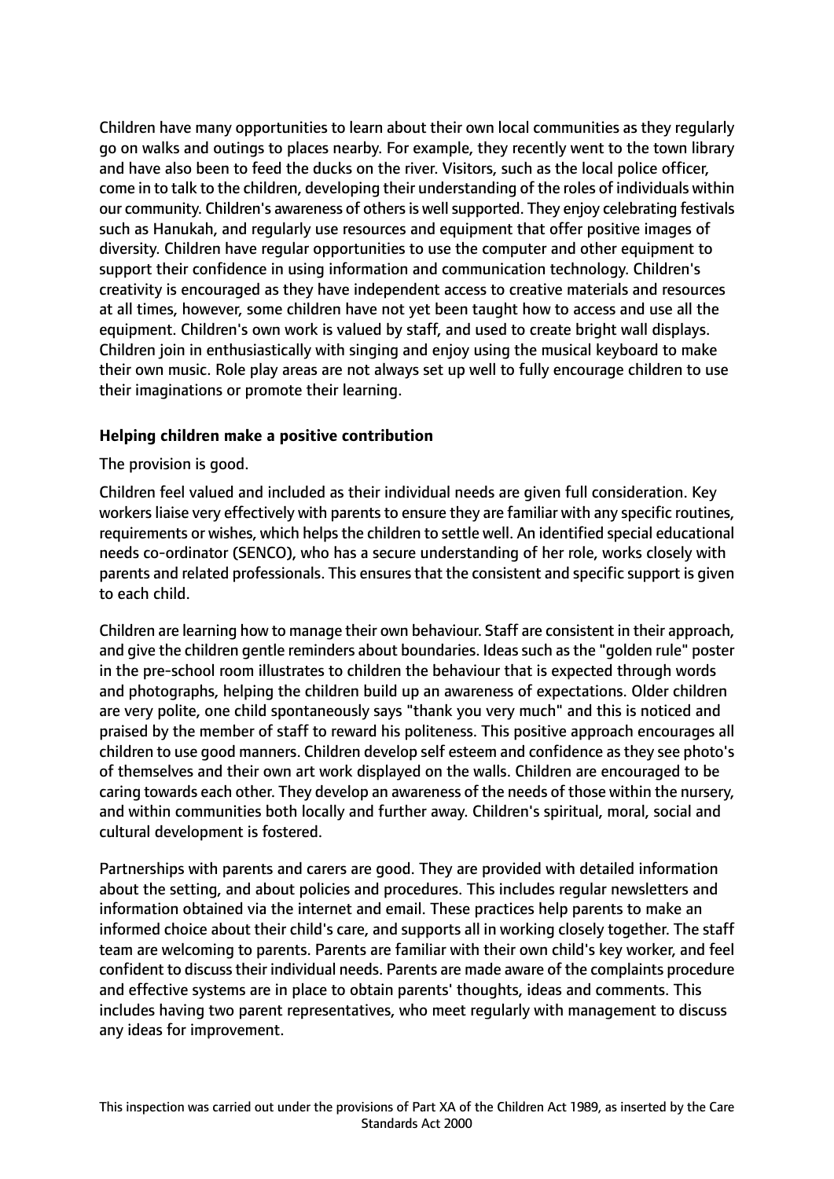Children have many opportunities to learn about their own local communities as they regularly go on walks and outings to places nearby. For example, they recently went to the town library and have also been to feed the ducks on the river. Visitors, such as the local police officer, come in to talk to the children, developing their understanding of the roles of individuals within our community. Children's awareness of others is well supported. They enjoy celebrating festivals such as Hanukah, and regularly use resources and equipment that offer positive images of diversity. Children have regular opportunities to use the computer and other equipment to support their confidence in using information and communication technology. Children's creativity is encouraged as they have independent access to creative materials and resources at all times, however, some children have not yet been taught how to access and use all the equipment. Children's own work is valued by staff, and used to create bright wall displays. Children join in enthusiastically with singing and enjoy using the musical keyboard to make their own music. Role play areas are not always set up well to fully encourage children to use their imaginations or promote their learning.

**Helping children make a positive contribution**

The provision is good.

Children feel valued and included as their individual needs are given full consideration. Key workers liaise very effectively with parents to ensure they are familiar with any specific routines, requirements or wishes, which helps the children to settle well. An identified special educational needs co-ordinator (SENCO), who has a secure understanding of her role, works closely with parents and related professionals. This ensures that the consistent and specific support is given to each child.

Children are learning how to manage their own behaviour. Staff are consistent in their approach, and give the children gentle reminders about boundaries. Ideas such as the "golden rule" poster in the pre-school room illustrates to children the behaviour that is expected through words and photographs, helping the children build up an awareness of expectations. Older children are very polite, one child spontaneously says "thank you very much" and this is noticed and praised by the member of staff to reward his politeness. This positive approach encourages all children to use good manners. Children develop self esteem and confidence as they see photo's of themselves and their own art work displayed on the walls. Children are encouraged to be caring towards each other. They develop an awareness of the needs of those within the nursery, and within communities both locally and further away. Children's spiritual, moral, social and cultural development is fostered.

Partnerships with parents and carers are good. They are provided with detailed information about the setting, and about policies and procedures. This includes regular newsletters and information obtained via the internet and email. These practices help parents to make an informed choice about their child's care, and supports all in working closely together. The staff team are welcoming to parents. Parents are familiar with their own child's key worker, and feel confident to discuss their individual needs. Parents are made aware of the complaints procedure and effective systems are in place to obtain parents' thoughts, ideas and comments. This includes having two parent representatives, who meet regularly with management to discuss any ideas for improvement.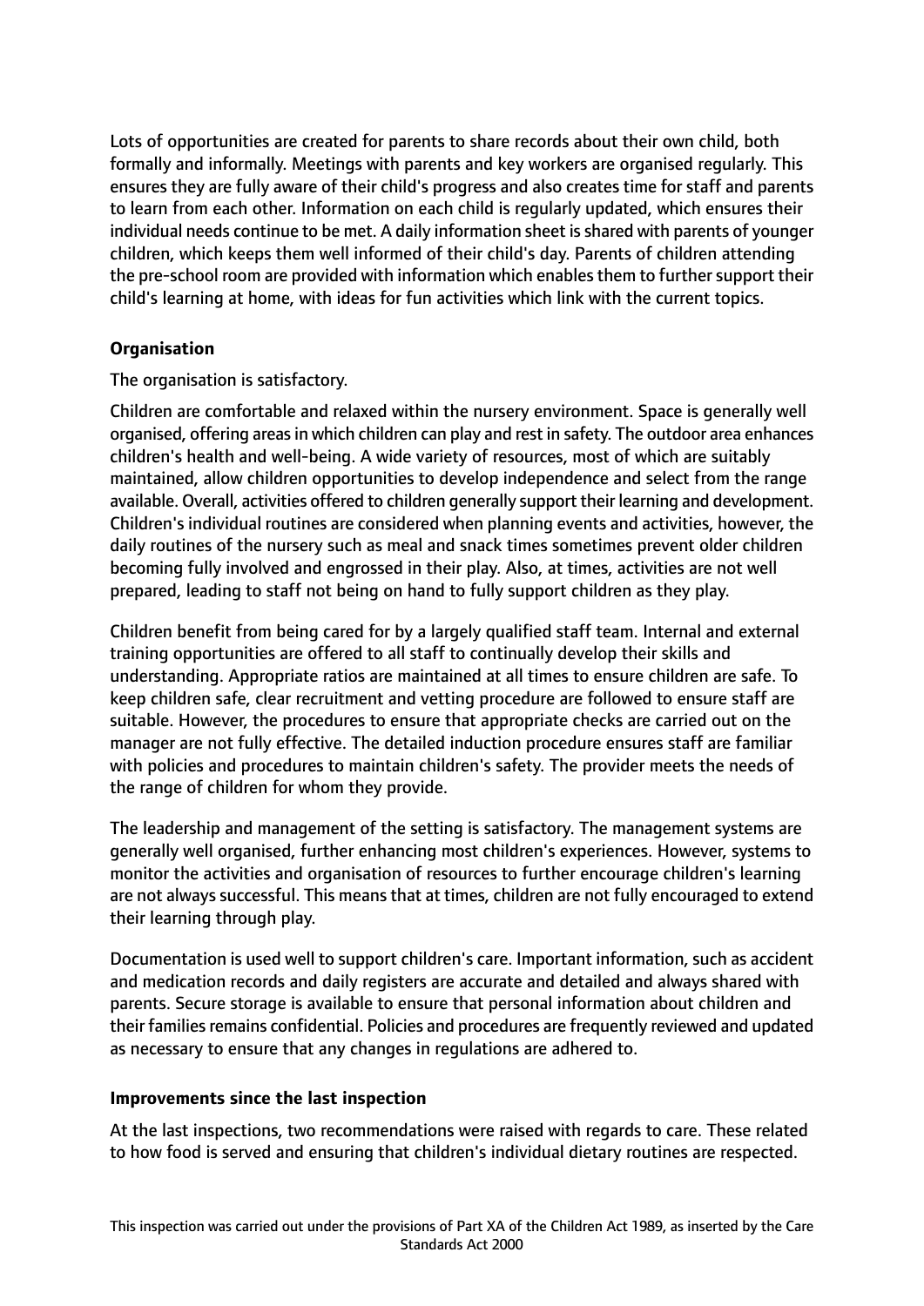Lots of opportunities are created for parents to share records about their own child, both formally and informally. Meetings with parents and key workers are organised regularly. This ensures they are fully aware of their child's progress and also creates time for staff and parents to learn from each other. Information on each child is regularly updated, which ensures their individual needs continue to be met. A daily information sheet is shared with parents of younger children, which keeps them well informed of their child's day. Parents of children attending the pre-school room are provided with information which enables them to further support their child's learning at home, with ideas for fun activities which link with the current topics.

**Organisation**

The organisation is satisfactory.

Children are comfortable and relaxed within the nursery environment. Space is generally well organised, offering areas in which children can play and rest in safety. The outdoor area enhances children's health and well-being. A wide variety of resources, most of which are suitably maintained, allow children opportunities to develop independence and select from the range available. Overall, activities offered to children generally support their learning and development. Children's individual routines are considered when planning events and activities, however, the daily routines of the nursery such as meal and snack times sometimes prevent older children becoming fully involved and engrossed in their play. Also, at times, activities are not well prepared, leading to staff not being on hand to fully support children as they play.

Children benefit from being cared for by a largely qualified staff team. Internal and external training opportunities are offered to all staff to continually develop their skills and understanding. Appropriate ratios are maintained at all times to ensure children are safe. To keep children safe, clear recruitment and vetting procedure are followed to ensure staff are suitable. However, the procedures to ensure that appropriate checks are carried out on the manager are not fully effective. The detailed induction procedure ensures staff are familiar with policies and procedures to maintain children's safety. The provider meets the needs of the range of children for whom they provide.

The leadership and management of the setting is satisfactory. The management systems are generally well organised, further enhancing most children's experiences. However, systems to monitor the activities and organisation of resources to further encourage children's learning are not always successful. This means that at times, children are not fully encouraged to extend their learning through play.

Documentation is used well to support children's care. Important information, such as accident and medication records and daily registers are accurate and detailed and always shared with parents. Secure storage is available to ensure that personal information about children and their families remains confidential. Policies and procedures are frequently reviewed and updated as necessary to ensure that any changes in regulations are adhered to.

**Improvements since the last inspection**

At the last inspections, two recommendations were raised with regards to care. These related to how food is served and ensuring that children's individual dietary routines are respected.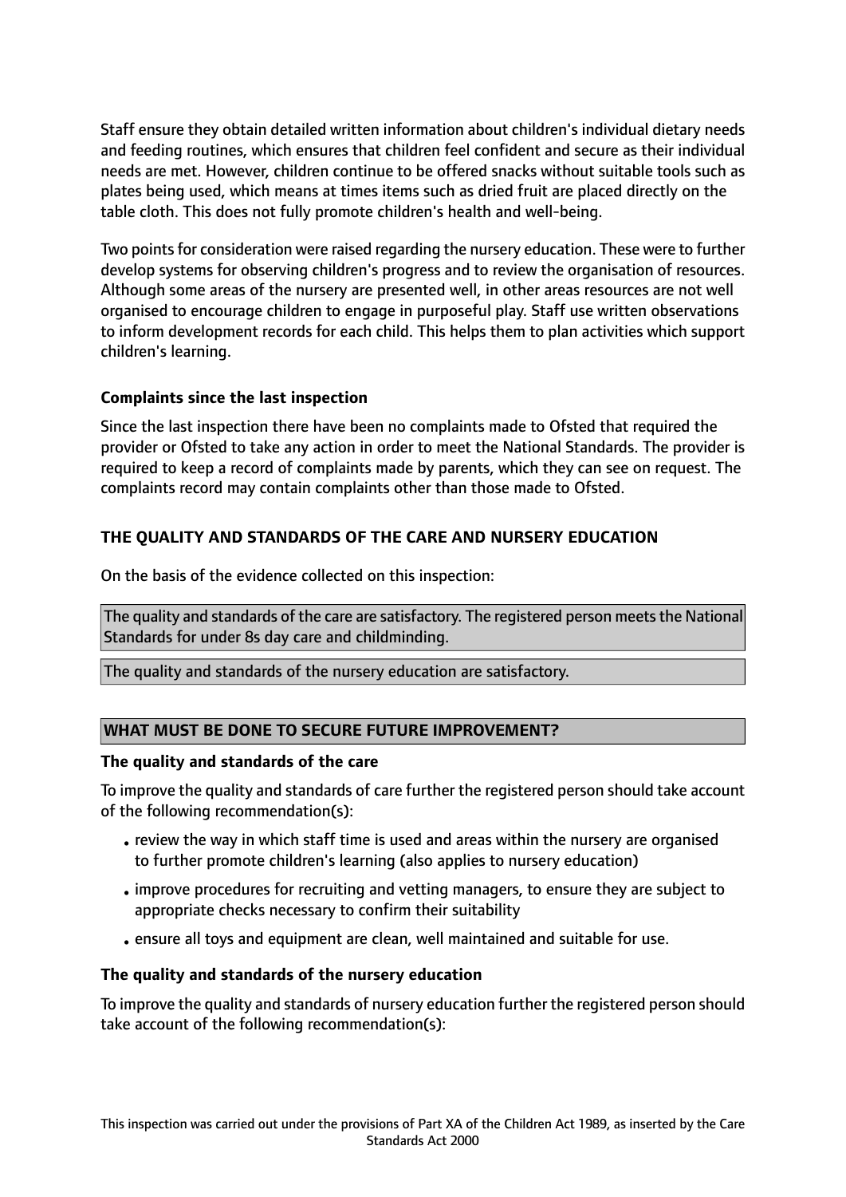Staff ensure they obtain detailed written information about children's individual dietary needs and feeding routines, which ensures that children feel confident and secure as their individual needs are met. However, children continue to be offered snacks without suitable tools such as plates being used, which means at times items such as dried fruit are placed directly on the table cloth. This does not fully promote children's health and well-being.

Two points for consideration were raised regarding the nursery education. These were to further develop systems for observing children's progress and to review the organisation of resources. Although some areas of the nursery are presented well, in other areas resources are not well organised to encourage children to engage in purposeful play. Staff use written observations to inform development records for each child. This helps them to plan activities which support children's learning.

### Complaints since the last inspection

Since the last inspection there have been no complaints made to Ofsted that required the provider or Ofsted to take any action in order to meet the National Standards. The provider is required to keep a record of complaints made by parents, which they can see on request. The complaints record may contain complaints other than those made to Ofsted.

## THE QUALITY AND STANDARDS OF THE CARE AND NURSERY EDUCATION

On the basis of the evidence collected on this inspection:

The quality and standards of the care are satisfactory. The registered person meets the National Standards for under 8s day care and childminding.

The quality and standards of the nursery education are satisfactory.

## WHAT MUST BE DONE TO SECURE FUTURE IMPROVEMENT?

### The quality and standards of the care

To improve the quality and standards of care further the registered person should take account of the following recommendation(s):

- review the way in which staff time is used and areas within the nursery are organised to further promote children's learning (also applies to nursery education)
- improve procedures for recruiting and vetting managers, to ensure they are subject to appropriate checks necessary to confirm their suitability
- ensure all toys and equipment are clean, well maintained and suitable for use.

### The quality and standards of the nursery education

To improve the quality and standards of nursery education further the registered person should take account of the following recommendation(s):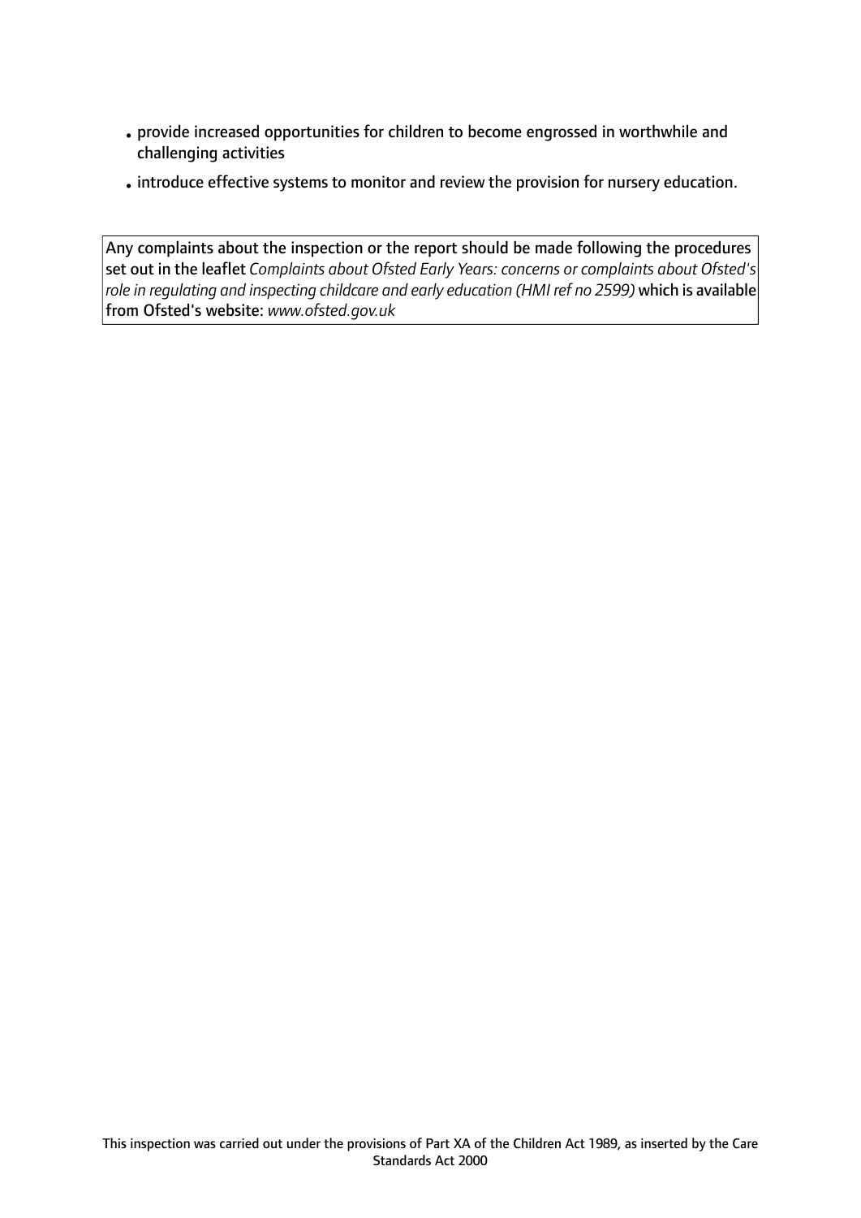- provide increased opportunities for children to become engrossed in worthwhile and challenging activities
- introduce effective systems to monitor and review the provision for nursery education.

Any complaints about the inspection or the report should be made following the procedures set out in the leaflet *Complaints about Ofsted Early Years: concerns or complaints about Ofsted's role in regulating and inspecting childcare and early education (HMI ref no 2599)* which is available from Ofsted's website: *www.ofsted.gov.uk*

This inspection was carried out under the provisions of Part XA of the Children Act 1989, as inserted by the Care Standards Act 2000